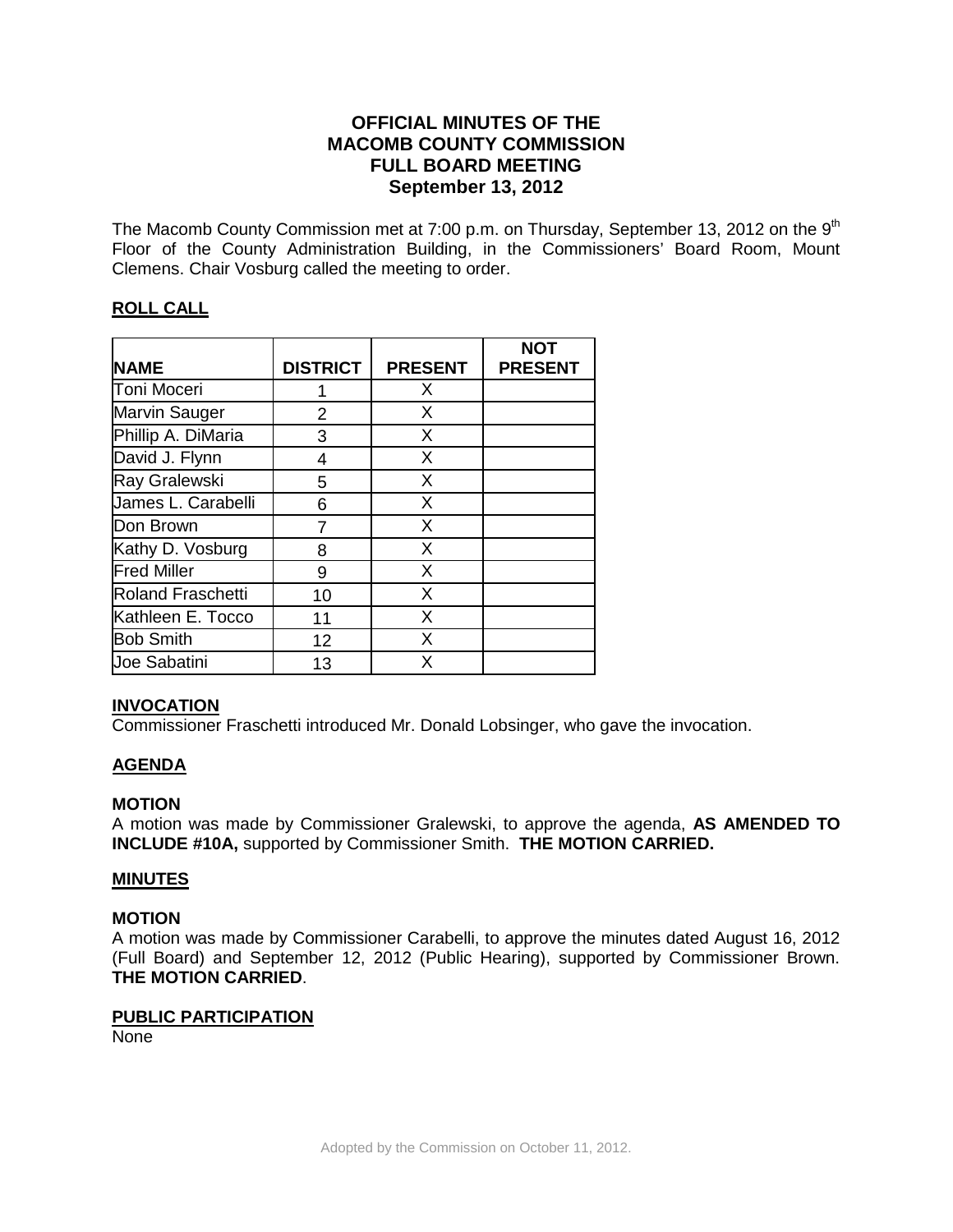# OFFICIAL MINUTES OF THE MACOMB COUNTY COMMISSION FULL BOARD MEETING September 13, 2012

The Macomb County Commission met at 7:00 p.m. on Thursday, September 13, 2012 on the 9th Floor of the County Administration Building, in the Commissioners' Board Room, Mount Clemens. Chair Vosburg called the meeting to order.

## ROLL CALL

| NAME | DISTRICT | PRESENT | NOT PRESENT |
|---|---|---|---|
| Toni Moceri | 1 | X | |
| Marvin Sauger | 2 | X | |
| Phillip A. DiMaria | 3 | X | |
| David J. Flynn | 4 | X | |
| Ray Gralewski | 5 | X | |
| James L. Carabelli | 6 | X | |
| Don Brown | 7 | X | |
| Kathy D. Vosburg | 8 | X | |
| Fred Miller | 9 | X | |
| Roland Fraschetti | 10 | X | |
| Kathleen E. Tocco | 11 | X | |
| Bob Smith | 12 | X | |
| Joe Sabatini | 13 | X | |

## INVOCATION

Commissioner Fraschetti introduced Mr. Donald Lobsinger, who gave the invocation.

## AGENDA

**MOTION**

A motion was made by Commissioner Gralewski, to approve the agenda, **AS AMENDED TO INCLUDE #10A,** supported by Commissioner Smith. **THE MOTION CARRIED.**

## MINUTES

**MOTION**

A motion was made by Commissioner Carabelli, to approve the minutes dated August 16, 2012 (Full Board) and September 12, 2012 (Public Hearing), supported by Commissioner Brown. **THE MOTION CARRIED**.

## PUBLIC PARTICIPATION

None

Adopted by the Commission on October 11, 2012.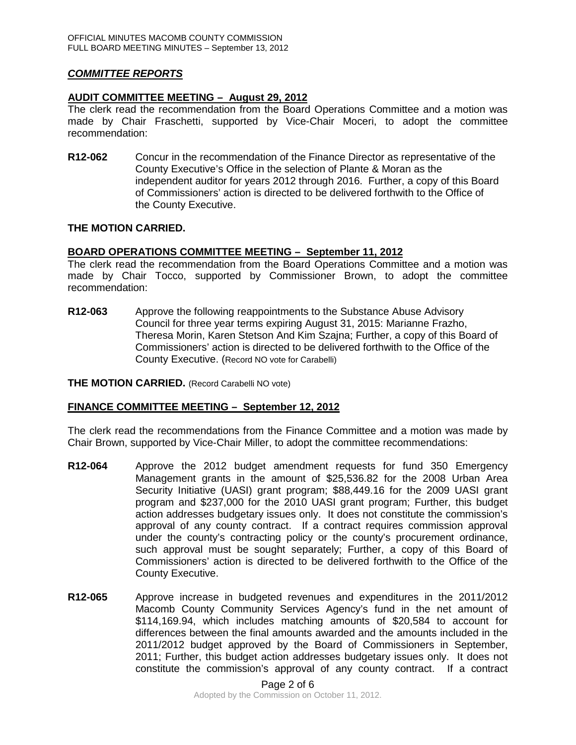## *COMMITTEE REPORTS*

### AUDIT COMMITTEE MEETING – August 29, 2012

The clerk read the recommendation from the Board Operations Committee and a motion was made by Chair Fraschetti, supported by Vice-Chair Moceri, to adopt the committee recommendation:

**R12-062** Concur in the recommendation of the Finance Director as representative of the County Executive's Office in the selection of Plante & Moran as the independent auditor for years 2012 through 2016. Further, a copy of this Board of Commissioners' action is directed to be delivered forthwith to the Office of the County Executive.

**THE MOTION CARRIED.**

### BOARD OPERATIONS COMMITTEE MEETING – September 11, 2012

The clerk read the recommendation from the Board Operations Committee and a motion was made by Chair Tocco, supported by Commissioner Brown, to adopt the committee recommendation:

**R12-063** Approve the following reappointments to the Substance Abuse Advisory Council for three year terms expiring August 31, 2015: Marianne Frazho, Theresa Morin, Karen Stetson And Kim Szajna; Further, a copy of this Board of Commissioners' action is directed to be delivered forthwith to the Office of the County Executive. (Record NO vote for Carabelli)

**THE MOTION CARRIED.** (Record Carabelli NO vote)

### FINANCE COMMITTEE MEETING – September 12, 2012

The clerk read the recommendations from the Finance Committee and a motion was made by Chair Brown, supported by Vice-Chair Miller, to adopt the committee recommendations:

**R12-064** Approve the 2012 budget amendment requests for fund 350 Emergency Management grants in the amount of $25,536.82 for the 2008 Urban Area Security Initiative (UASI) grant program; $88,449.16 for the 2009 UASI grant program and $237,000 for the 2010 UASI grant program; Further, this budget action addresses budgetary issues only. It does not constitute the commission's approval of any county contract. If a contract requires commission approval under the county's contracting policy or the county's procurement ordinance, such approval must be sought separately; Further, a copy of this Board of Commissioners' action is directed to be delivered forthwith to the Office of the County Executive.

**R12-065** Approve increase in budgeted revenues and expenditures in the 2011/2012 Macomb County Community Services Agency's fund in the net amount of $114,169.94, which includes matching amounts of $20,584 to account for differences between the final amounts awarded and the amounts included in the 2011/2012 budget approved by the Board of Commissioners in September, 2011; Further, this budget action addresses budgetary issues only. It does not constitute the commission's approval of any county contract. If a contract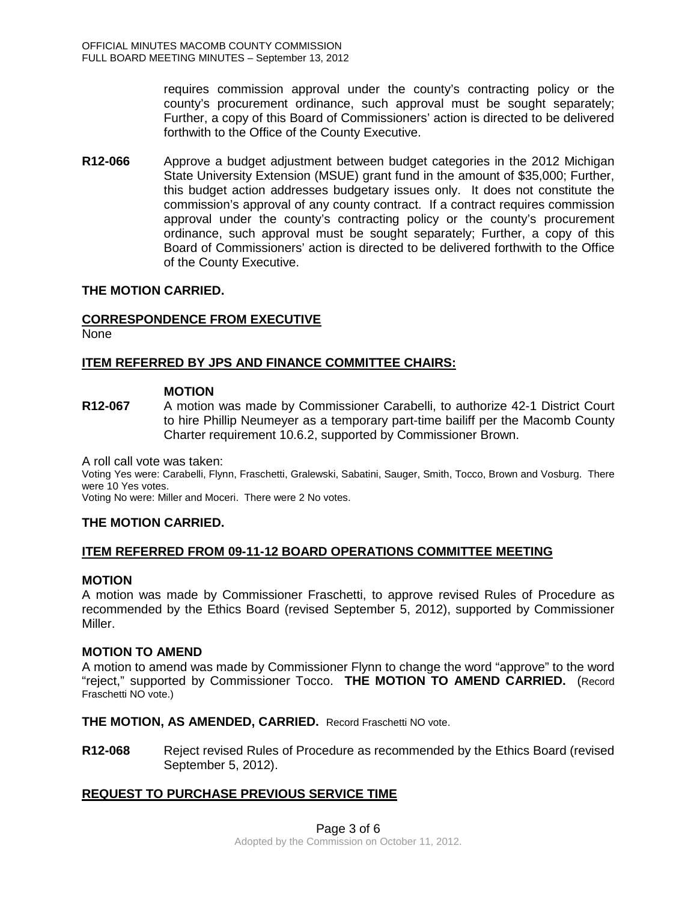requires commission approval under the county's contracting policy or the county's procurement ordinance, such approval must be sought separately; Further, a copy of this Board of Commissioners' action is directed to be delivered forthwith to the Office of the County Executive.

**R12-066** Approve a budget adjustment between budget categories in the 2012 Michigan State University Extension (MSUE) grant fund in the amount of $35,000; Further, this budget action addresses budgetary issues only. It does not constitute the commission's approval of any county contract. If a contract requires commission approval under the county's contracting policy or the county's procurement ordinance, such approval must be sought separately; Further, a copy of this Board of Commissioners' action is directed to be delivered forthwith to the Office of the County Executive.

**THE MOTION CARRIED.**

**CORRESPONDENCE FROM EXECUTIVE**

None

**ITEM REFERRED BY JPS AND FINANCE COMMITTEE CHAIRS:**

**MOTION**

**R12-067** A motion was made by Commissioner Carabelli, to authorize 42-1 District Court to hire Phillip Neumeyer as a temporary part-time bailiff per the Macomb County Charter requirement 10.6.2, supported by Commissioner Brown.

A roll call vote was taken:

Voting Yes were: Carabelli, Flynn, Fraschetti, Gralewski, Sabatini, Sauger, Smith, Tocco, Brown and Vosburg. There were 10 Yes votes.

Voting No were: Miller and Moceri. There were 2 No votes.

**THE MOTION CARRIED.**

**ITEM REFERRED FROM 09-11-12 BOARD OPERATIONS COMMITTEE MEETING**

**MOTION**

A motion was made by Commissioner Fraschetti, to approve revised Rules of Procedure as recommended by the Ethics Board (revised September 5, 2012), supported by Commissioner Miller.

**MOTION TO AMEND**

A motion to amend was made by Commissioner Flynn to change the word "approve" to the word "reject," supported by Commissioner Tocco. **THE MOTION TO AMEND CARRIED.** (Record Fraschetti NO vote.)

**THE MOTION, AS AMENDED, CARRIED.** Record Fraschetti NO vote.

**R12-068** Reject revised Rules of Procedure as recommended by the Ethics Board (revised September 5, 2012).

**REQUEST TO PURCHASE PREVIOUS SERVICE TIME**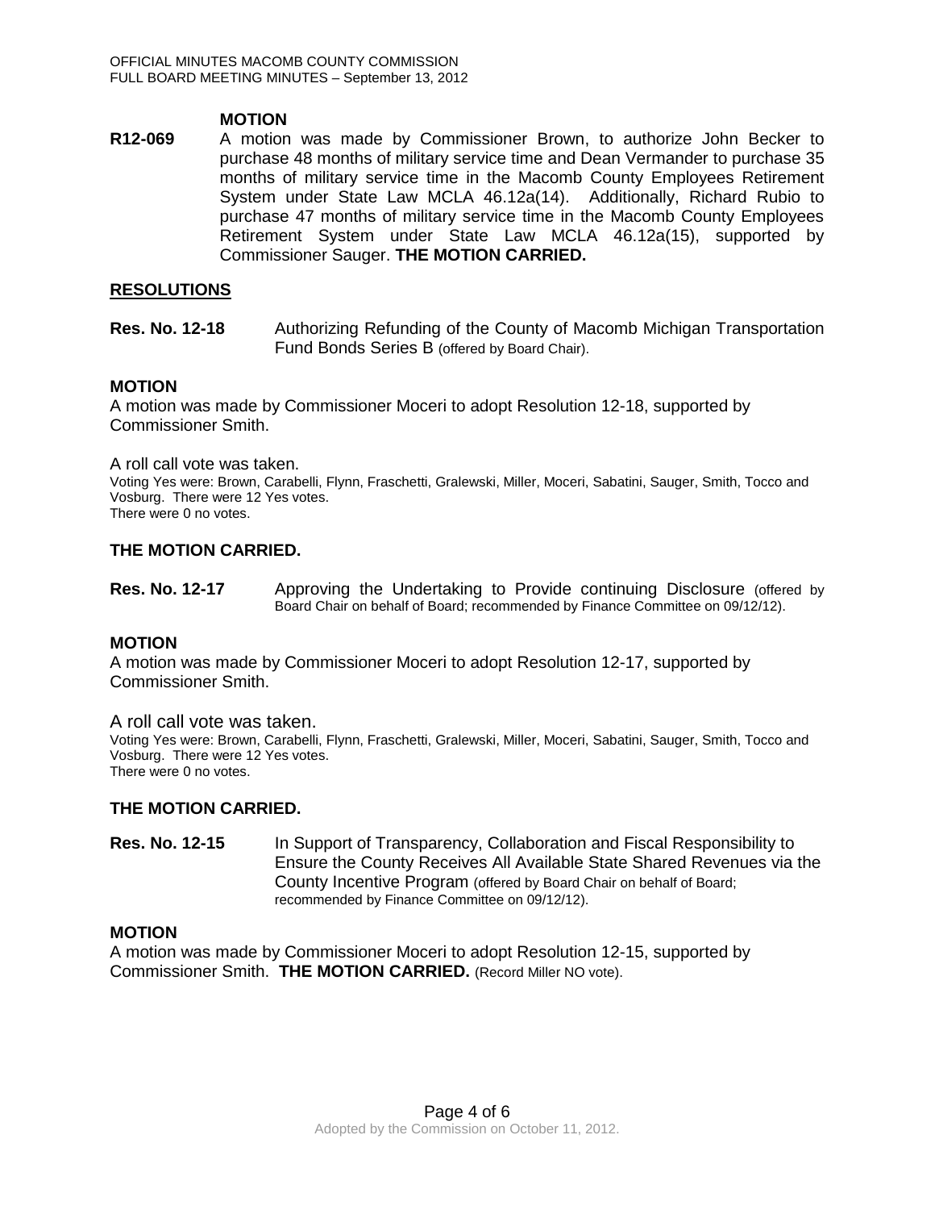**MOTION**

**R12-069** A motion was made by Commissioner Brown, to authorize John Becker to purchase 48 months of military service time and Dean Vermander to purchase 35 months of military service time in the Macomb County Employees Retirement System under State Law MCLA 46.12a(14). Additionally, Richard Rubio to purchase 47 months of military service time in the Macomb County Employees Retirement System under State Law MCLA 46.12a(15), supported by Commissioner Sauger. **THE MOTION CARRIED.**

## RESOLUTIONS

**Res. No. 12-18** Authorizing Refunding of the County of Macomb Michigan Transportation Fund Bonds Series B (offered by Board Chair).

**MOTION**

A motion was made by Commissioner Moceri to adopt Resolution 12-18, supported by Commissioner Smith.

A roll call vote was taken.

Voting Yes were: Brown, Carabelli, Flynn, Fraschetti, Gralewski, Miller, Moceri, Sabatini, Sauger, Smith, Tocco and Vosburg. There were 12 Yes votes.
There were 0 no votes.

**THE MOTION CARRIED.**

**Res. No. 12-17** Approving the Undertaking to Provide continuing Disclosure (offered by Board Chair on behalf of Board; recommended by Finance Committee on 09/12/12).

**MOTION**

A motion was made by Commissioner Moceri to adopt Resolution 12-17, supported by Commissioner Smith.

A roll call vote was taken.

Voting Yes were: Brown, Carabelli, Flynn, Fraschetti, Gralewski, Miller, Moceri, Sabatini, Sauger, Smith, Tocco and Vosburg. There were 12 Yes votes.
There were 0 no votes.

**THE MOTION CARRIED.**

**Res. No. 12-15** In Support of Transparency, Collaboration and Fiscal Responsibility to Ensure the County Receives All Available State Shared Revenues via the County Incentive Program (offered by Board Chair on behalf of Board; recommended by Finance Committee on 09/12/12).

**MOTION**

A motion was made by Commissioner Moceri to adopt Resolution 12-15, supported by Commissioner Smith. **THE MOTION CARRIED.** (Record Miller NO vote).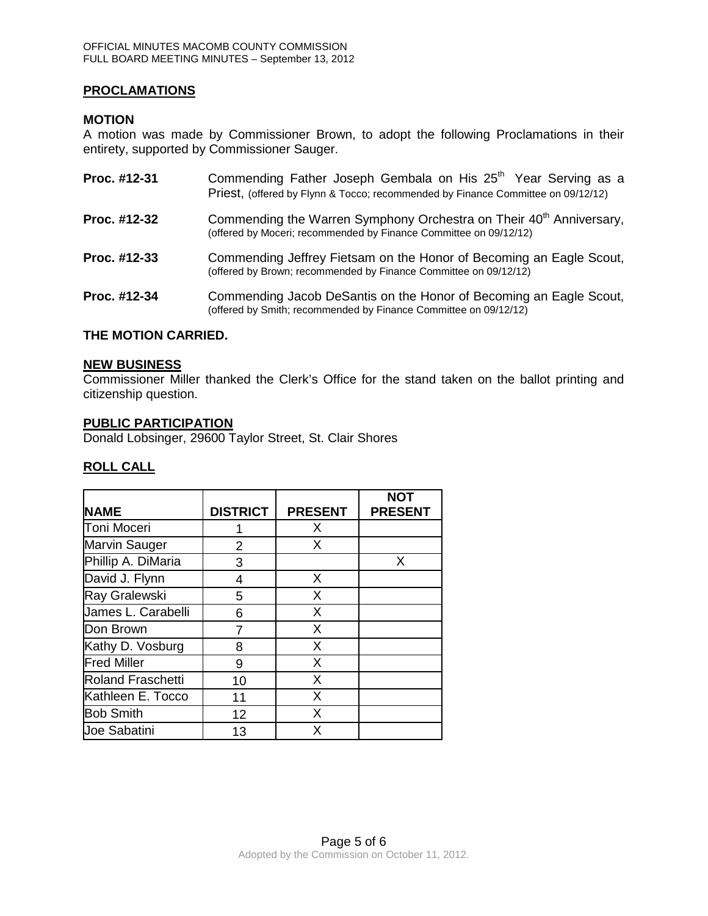## PROCLAMATIONS

### MOTION

A motion was made by Commissioner Brown, to adopt the following Proclamations in their entirety, supported by Commissioner Sauger.

**Proc. #12-31** Commending Father Joseph Gembala on His 25th Year Serving as a Priest, (offered by Flynn & Tocco; recommended by Finance Committee on 09/12/12)

**Proc. #12-32** Commending the Warren Symphony Orchestra on Their 40th Anniversary, (offered by Moceri; recommended by Finance Committee on 09/12/12)

**Proc. #12-33** Commending Jeffrey Fietsam on the Honor of Becoming an Eagle Scout, (offered by Brown; recommended by Finance Committee on 09/12/12)

**Proc. #12-34** Commending Jacob DeSantis on the Honor of Becoming an Eagle Scout, (offered by Smith; recommended by Finance Committee on 09/12/12)

**THE MOTION CARRIED.**

## NEW BUSINESS

Commissioner Miller thanked the Clerk's Office for the stand taken on the ballot printing and citizenship question.

## PUBLIC PARTICIPATION

Donald Lobsinger, 29600 Taylor Street, St. Clair Shores

## ROLL CALL

| NAME | DISTRICT | PRESENT | NOT PRESENT |
|---|---|---|---|
| Toni Moceri | 1 | X | |
| Marvin Sauger | 2 | X | |
| Phillip A. DiMaria | 3 | | X |
| David J. Flynn | 4 | X | |
| Ray Gralewski | 5 | X | |
| James L. Carabelli | 6 | X | |
| Don Brown | 7 | X | |
| Kathy D. Vosburg | 8 | X | |
| Fred Miller | 9 | X | |
| Roland Fraschetti | 10 | X | |
| Kathleen E. Tocco | 11 | X | |
| Bob Smith | 12 | X | |
| Joe Sabatini | 13 | X | |

Adopted by the Commission on October 11, 2012.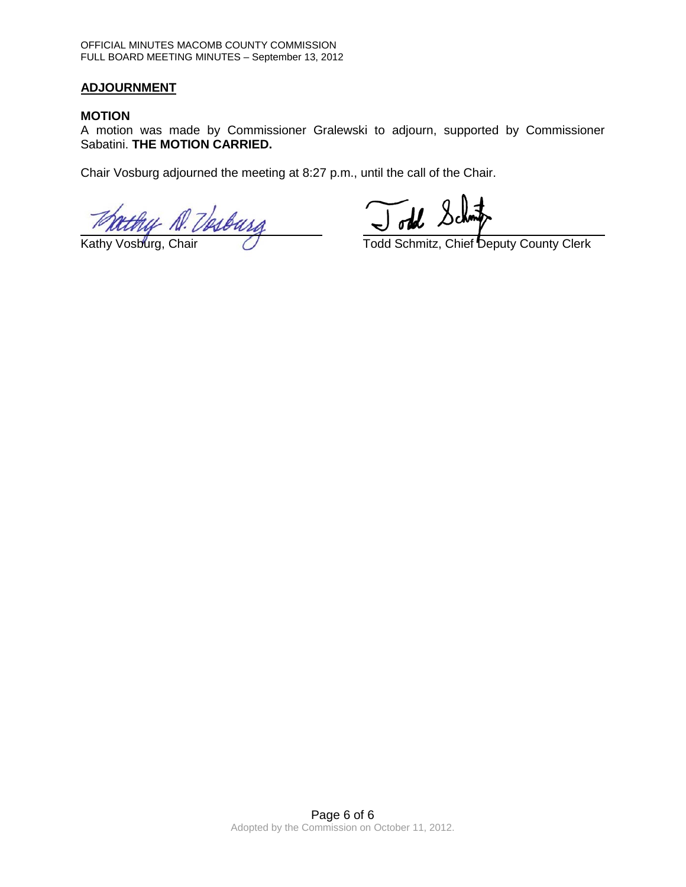## ADJOURNMENT

### MOTION

A motion was made by Commissioner Gralewski to adjourn, supported by Commissioner Sabatini. **THE MOTION CARRIED.**

Chair Vosburg adjourned the meeting at 8:27 p.m., until the call of the Chair.

Kathy Vosburg, Chair

Todd Schmitz, Chief Deputy County Clerk

Adopted by the Commission on October 11, 2012.